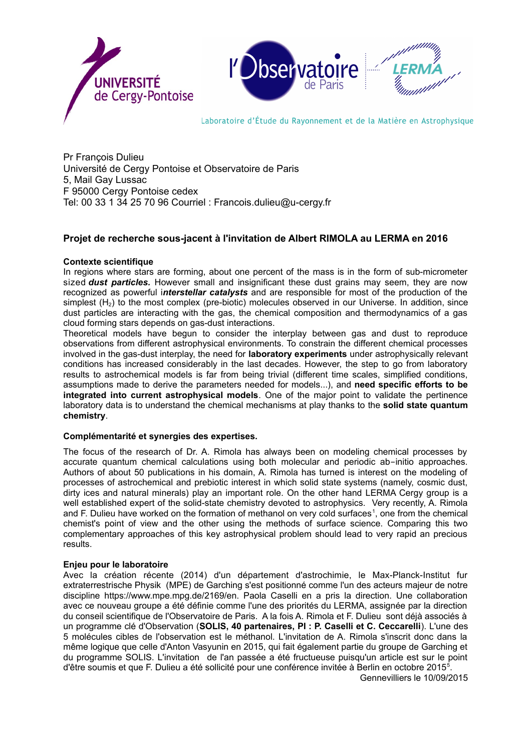UNIVERSITÉ de Cergy-Pontoise

l'Observatoire de Paris — LERMA

Laboratoire d'Étude du Rayonnement et de la Matière en Astrophysique

Pr François Dulieu
Université de Cergy Pontoise et Observatoire de Paris
5, Mail Gay Lussac
F 95000 Cergy Pontoise cedex
Tel: 00 33 1 34 25 70 96 Courriel : Francois.dulieu@u-cergy.fr

## Projet de recherche sous-jacent à l'invitation de Albert RIMOLA au LERMA en 2016

### Contexte scientifique

In regions where stars are forming, about one percent of the mass is in the form of sub-micrometer sized ***dust particles.*** However small and insignificant these dust grains may seem, they are now recognized as powerful i***nterstellar catalysts*** and are responsible for most of the production of the simplest ($H_2$) to the most complex (pre-biotic) molecules observed in our Universe. In addition, since dust particles are interacting with the gas, the chemical composition and thermodynamics of a gas cloud forming stars depends on gas-dust interactions.

Theoretical models have begun to consider the interplay between gas and dust to reproduce observations from different astrophysical environments. To constrain the different chemical processes involved in the gas-dust interplay, the need for **laboratory experiments** under astrophysically relevant conditions has increased considerably in the last decades. However, the step to go from laboratory results to astrochemical models is far from being trivial (different time scales, simplified conditions, assumptions made to derive the parameters needed for models...), and **need specific efforts to be integrated into current astrophysical models**. One of the major point to validate the pertinence laboratory data is to understand the chemical mechanisms at play thanks to the **solid state quantum chemistry**.

### Complémentarité et synergies des expertises.

The focus of the research of Dr. A. Rimola has always been on modeling chemical processes by accurate quantum chemical calculations using both molecular and periodic ab-initio approaches. Authors of about 50 publications in his domain, A. Rimola has turned is interest on the modeling of processes of astrochemical and prebiotic interest in which solid state systems (namely, cosmic dust, dirty ices and natural minerals) play an important role. On the other hand LERMA Cergy group is a well established expert of the solid-state chemistry devoted to astrophysics. Very recently, A. Rimola and F. Dulieu have worked on the formation of methanol on very cold surfaces[1], one from the chemical chemist's point of view and the other using the methods of surface science. Comparing this two complementary approaches of this key astrophysical problem should lead to very rapid an precious results.

### Enjeu pour le laboratoire

Avec la création récente (2014) d'un département d'astrochimie, le Max-Planck-Institut fur extraterrestrische Physik (MPE) de Garching s'est positionné comme l'un des acteurs majeur de notre discipline https://www.mpe.mpg.de/2169/en. Paola Caselli en a pris la direction. Une collaboration avec ce nouveau groupe a été définie comme l'une des priorités du LERMA, assignée par la direction du conseil scientifique de l'Observatoire de Paris. A la fois A. Rimola et F. Dulieu sont déjà associés à un programme clé d'Observation (**SOLIS, 40 partenaires, PI : P. Caselli et C. Ceccarelli**). L'une des 5 molécules cibles de l'observation est le méthanol. L'invitation de A. Rimola s'inscrit donc dans la même logique que celle d'Anton Vasyunin en 2015, qui fait également partie du groupe de Garching et du programme SOLIS. L'invitation de l'an passée a été fructueuse puisqu'un article est sur le point d'être soumis et que F. Dulieu a été sollicité pour une conférence invitée à Berlin en octobre 2015[5].

Gennevilliers le 10/09/2015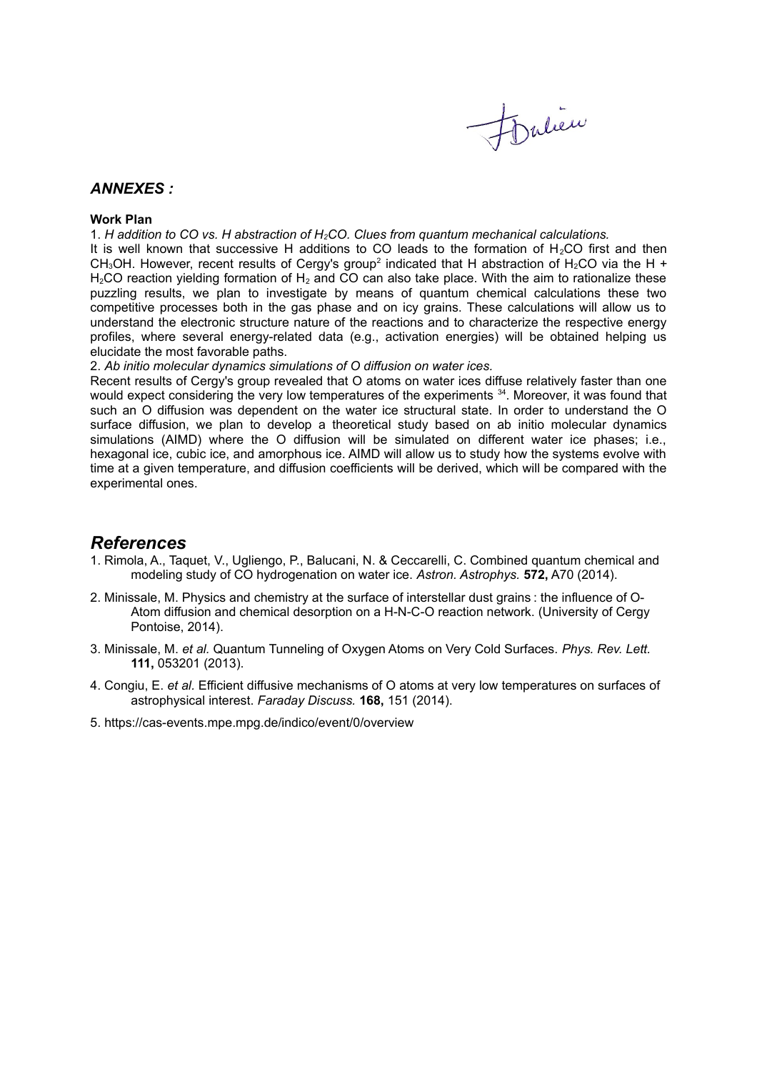## *ANNEXES :*

**Work Plan**

1. *H addition to CO vs. H abstraction of $H_2CO$. Clues from quantum mechanical calculations.*

It is well known that successive H additions to CO leads to the formation of $H_2CO$ first and then $CH_3OH$. However, recent results of Cergy's group[2] indicated that H abstraction of $H_2CO$ via the H + $H_2CO$ reaction yielding formation of $H_2$ and CO can also take place. With the aim to rationalize these puzzling results, we plan to investigate by means of quantum chemical calculations these two competitive processes both in the gas phase and on icy grains. These calculations will allow us to understand the electronic structure nature of the reactions and to characterize the respective energy profiles, where several energy-related data (e.g., activation energies) will be obtained helping us elucidate the most favorable paths.

2. *Ab initio molecular dynamics simulations of O diffusion on water ices.*

Recent results of Cergy's group revealed that O atoms on water ices diffuse relatively faster than one would expect considering the very low temperatures of the experiments [34]. Moreover, it was found that such an O diffusion was dependent on the water ice structural state. In order to understand the O surface diffusion, we plan to develop a theoretical study based on ab initio molecular dynamics simulations (AIMD) where the O diffusion will be simulated on different water ice phases; i.e., hexagonal ice, cubic ice, and amorphous ice. AIMD will allow us to study how the systems evolve with time at a given temperature, and diffusion coefficients will be derived, which will be compared with the experimental ones.

# *References*

1. Rimola, A., Taquet, V., Ugliengo, P., Balucani, N. & Ceccarelli, C. Combined quantum chemical and modeling study of CO hydrogenation on water ice. *Astron. Astrophys.* **572,** A70 (2014).
2. Minissale, M. Physics and chemistry at the surface of interstellar dust grains : the influence of O-Atom diffusion and chemical desorption on a H-N-C-O reaction network. (University of Cergy Pontoise, 2014).
3. Minissale, M. *et al.* Quantum Tunneling of Oxygen Atoms on Very Cold Surfaces. *Phys. Rev. Lett.* **111,** 053201 (2013).
4. Congiu, E. *et al.* Efficient diffusive mechanisms of O atoms at very low temperatures on surfaces of astrophysical interest. *Faraday Discuss.* **168,** 151 (2014).
5. https://cas-events.mpe.mpg.de/indico/event/0/overview